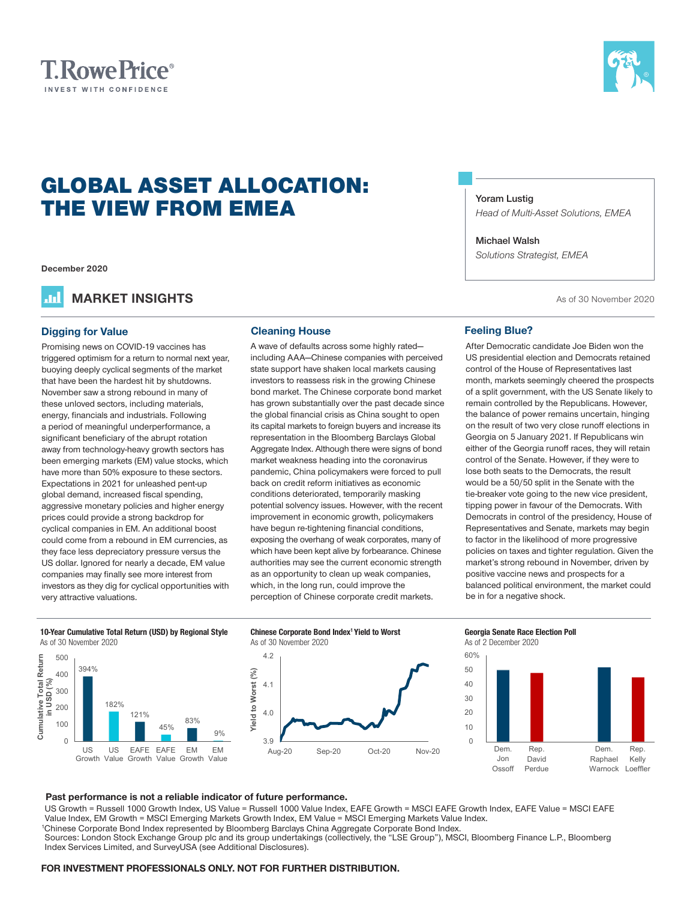T. Rowe Price®
INVEST WITH CONFIDENCE

# GLOBAL ASSET ALLOCATION: THE VIEW FROM EMEA

**Yoram Lustig**
*Head of Multi-Asset Solutions, EMEA*

**Michael Walsh**
*Solutions Strategist, EMEA*

**December 2020**

## MARKET INSIGHTS

As of 30 November 2020

### Digging for Value

Promising news on COVID-19 vaccines has triggered optimism for a return to normal next year, buoying deeply cyclical segments of the market that have been the hardest hit by shutdowns. November saw a strong rebound in many of these unloved sectors, including materials, energy, financials and industrials. Following a period of meaningful underperformance, a significant beneficiary of the abrupt rotation away from technology-heavy growth sectors has been emerging markets (EM) value stocks, which have more than 50% exposure to these sectors. Expectations in 2021 for unleashed pent-up global demand, increased fiscal spending, aggressive monetary policies and higher energy prices could provide a strong backdrop for cyclical companies in EM. An additional boost could come from a rebound in EM currencies, as they face less depreciatory pressure versus the US dollar. Ignored for nearly a decade, EM value companies may finally see more interest from investors as they dig for cyclical opportunities with very attractive valuations.

### Cleaning House

A wave of defaults across some highly rated—including AAA—Chinese companies with perceived state support have shaken local markets causing investors to reassess risk in the growing Chinese bond market. The Chinese corporate bond market has grown substantially over the past decade since the global financial crisis as China sought to open its capital markets to foreign buyers and increase its representation in the Bloomberg Barclays Global Aggregate Index. Although there were signs of bond market weakness heading into the coronavirus pandemic, China policymakers were forced to pull back on credit reform initiatives as economic conditions deteriorated, temporarily masking potential solvency issues. However, with the recent improvement in economic growth, policymakers have begun re-tightening financial conditions, exposing the overhang of weak corporates, many of which have been kept alive by forbearance. Chinese authorities may see the current economic strength as an opportunity to clean up weak companies, which, in the long run, could improve the perception of Chinese corporate credit markets.

### Feeling Blue?

After Democratic candidate Joe Biden won the US presidential election and Democrats retained control of the House of Representatives last month, markets seemingly cheered the prospects of a split government, with the US Senate likely to remain controlled by the Republicans. However, the balance of power remains uncertain, hinging on the result of two very close runoff elections in Georgia on 5 January 2021. If Republicans win either of the Georgia runoff races, they will retain control of the Senate. However, if they were to lose both seats to the Democrats, the result would be a 50/50 split in the Senate with the tie-breaker vote going to the new vice president, tipping power in favour of the Democrats. With Democrats in control of the presidency, House of Representatives and Senate, markets may begin to factor in the likelihood of more progressive policies on taxes and tighter regulation. Given the market's strong rebound in November, driven by positive vaccine news and prospects for a balanced political environment, the market could be in for a negative shock.

**10-Year Cumulative Total Return (USD) by Regional Style**
As of 30 November 2020

| | US Growth | US Value | EAFE Growth | EAFE Value | EM Growth | EM Value |
|---|---|---|---|---|---|---|
| Cumulative Total Return in USD (%) | 394% | 182% | 121% | 45% | 83% | 9% |

**Chinese Corporate Bond Index[1] Yield to Worst**
As of 30 November 2020

(Line chart: Yield to Worst (%), axis 3.9–4.2, Aug-20 to Nov-20)

**Georgia Senate Race Election Poll**
As of 2 December 2020

(Bar chart, axis 0–60%: Dem. Jon Ossoff, Rep. David Perdue, Dem. Raphael Warnock, Rep. Kelly Loeffler)

**Past performance is not a reliable indicator of future performance.**

US Growth = Russell 1000 Growth Index, US Value = Russell 1000 Value Index, EAFE Growth = MSCI EAFE Growth Index, EAFE Value = MSCI EAFE Value Index, EM Growth = MSCI Emerging Markets Growth Index, EM Value = MSCI Emerging Markets Value Index.

[1]Chinese Corporate Bond Index represented by Bloomberg Barclays China Aggregate Corporate Bond Index.

Sources: London Stock Exchange Group plc and its group undertakings (collectively, the "LSE Group"), MSCI, Bloomberg Finance L.P., Bloomberg Index Services Limited, and SurveyUSA (see Additional Disclosures).

**FOR INVESTMENT PROFESSIONALS ONLY. NOT FOR FURTHER DISTRIBUTION.**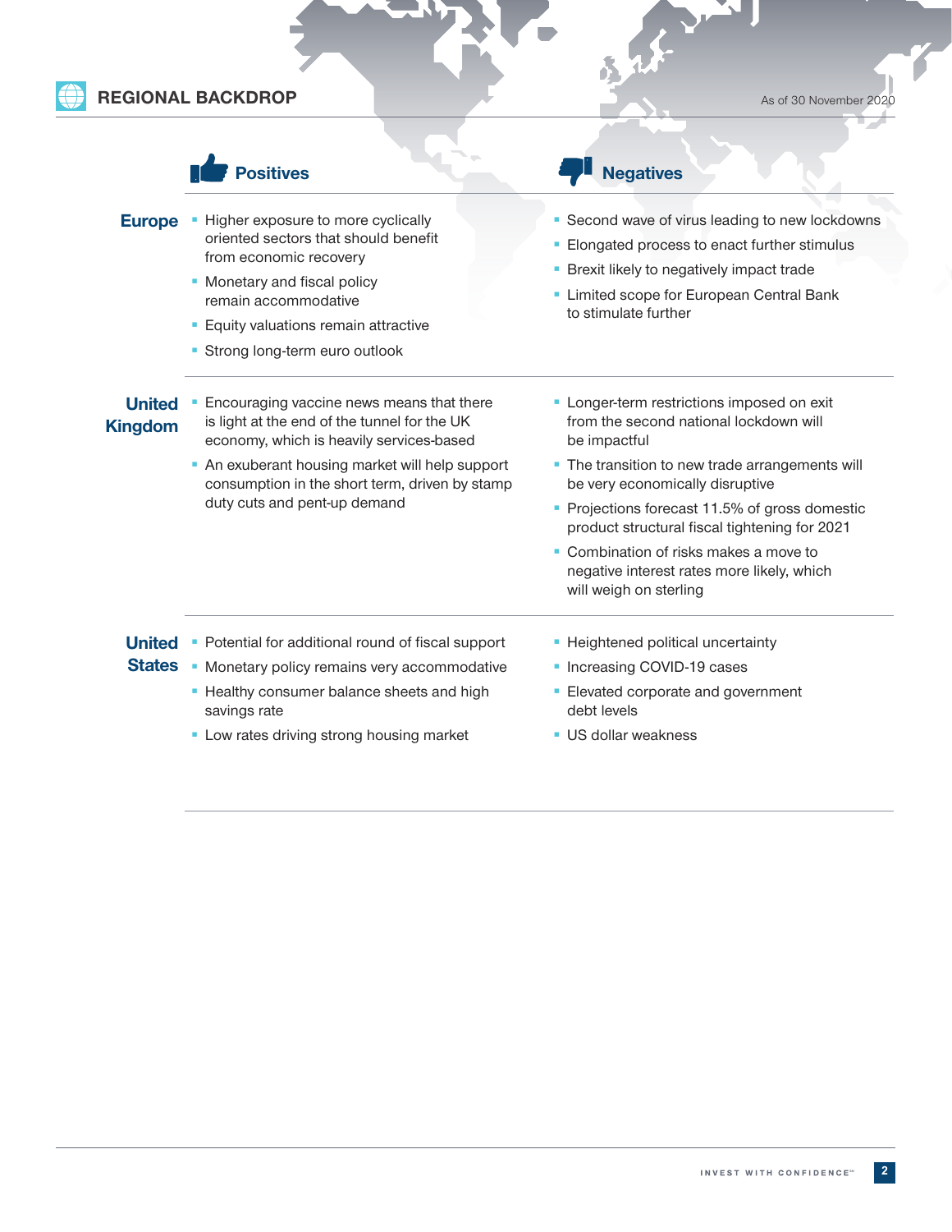## REGIONAL BACKDROP

As of 30 November 2020

| | Positives | Negatives |
|---|---|---|
| **Europe** | - Higher exposure to more cyclically oriented sectors that should benefit from economic recovery<br>- Monetary and fiscal policy remain accommodative<br>- Equity valuations remain attractive<br>- Strong long-term euro outlook | - Second wave of virus leading to new lockdowns<br>- Elongated process to enact further stimulus<br>- Brexit likely to negatively impact trade<br>- Limited scope for European Central Bank to stimulate further |
| **United Kingdom** | - Encouraging vaccine news means that there is light at the end of the tunnel for the UK economy, which is heavily services-based<br>- An exuberant housing market will help support consumption in the short term, driven by stamp duty cuts and pent-up demand | - Longer-term restrictions imposed on exit from the second national lockdown will be impactful<br>- The transition to new trade arrangements will be very economically disruptive<br>- Projections forecast 11.5% of gross domestic product structural fiscal tightening for 2021<br>- Combination of risks makes a move to negative interest rates more likely, which will weigh on sterling |
| **United States** | - Potential for additional round of fiscal support<br>- Monetary policy remains very accommodative<br>- Healthy consumer balance sheets and high savings rate<br>- Low rates driving strong housing market | - Heightened political uncertainty<br>- Increasing COVID-19 cases<br>- Elevated corporate and government debt levels<br>- US dollar weakness |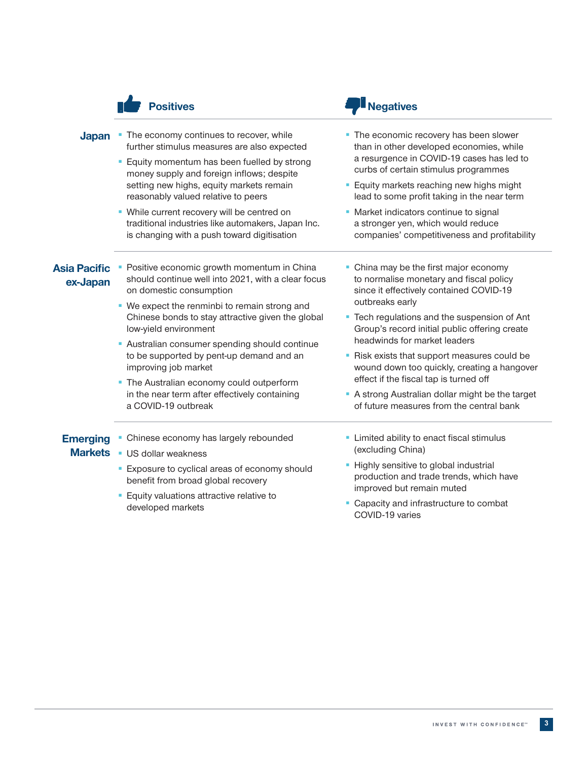| | Positives | Negatives |
|---|---|---|
| **Japan** | • The economy continues to recover, while further stimulus measures are also expected<br>• Equity momentum has been fuelled by strong money supply and foreign inflows; despite setting new highs, equity markets remain reasonably valued relative to peers<br>• While current recovery will be centred on traditional industries like automakers, Japan Inc. is changing with a push toward digitisation | • The economic recovery has been slower than in other developed economies, while a resurgence in COVID-19 cases has led to curbs of certain stimulus programmes<br>• Equity markets reaching new highs might lead to some profit taking in the near term<br>• Market indicators continue to signal a stronger yen, which would reduce companies' competitiveness and profitability |
| **Asia Pacific ex-Japan** | • Positive economic growth momentum in China should continue well into 2021, with a clear focus on domestic consumption<br>• We expect the renminbi to remain strong and Chinese bonds to stay attractive given the global low-yield environment<br>• Australian consumer spending should continue to be supported by pent-up demand and an improving job market<br>• The Australian economy could outperform in the near term after effectively containing a COVID-19 outbreak | • China may be the first major economy to normalise monetary and fiscal policy since it effectively contained COVID-19 outbreaks early<br>• Tech regulations and the suspension of Ant Group's record initial public offering create headwinds for market leaders<br>• Risk exists that support measures could be wound down too quickly, creating a hangover effect if the fiscal tap is turned off<br>• A strong Australian dollar might be the target of future measures from the central bank |
| **Emerging Markets** | • Chinese economy has largely rebounded<br>• US dollar weakness<br>• Exposure to cyclical areas of economy should benefit from broad global recovery<br>• Equity valuations attractive relative to developed markets | • Limited ability to enact fiscal stimulus (excluding China)<br>• Highly sensitive to global industrial production and trade trends, which have improved but remain muted<br>• Capacity and infrastructure to combat COVID-19 varies |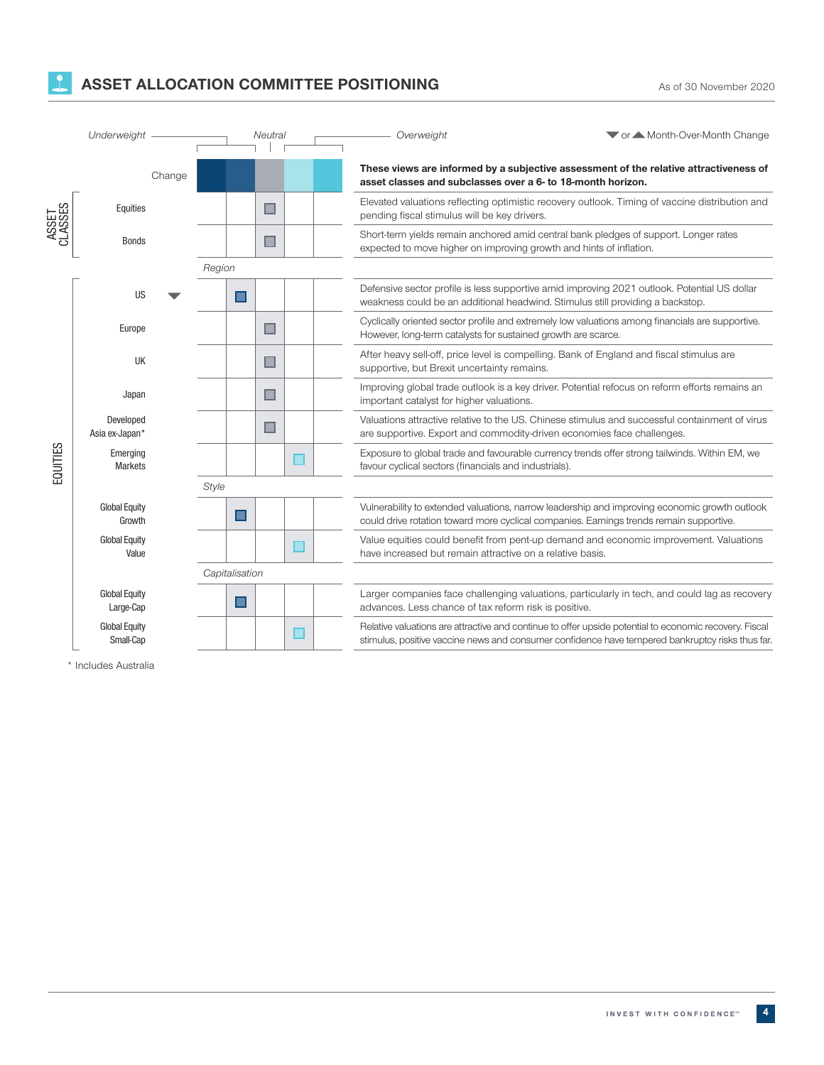## ASSET ALLOCATION COMMITTEE POSITIONING

As of 30 November 2020

▼ or ▲ Month-Over-Month Change

These views are informed by a subjective assessment of the relative attractiveness of asset classes and subclasses over a 6- to 18-month horizon.

| | | Change | Underweight | | Neutral | Overweight | | Commentary |
|---|---|---|---|---|---|---|---|---|
| ASSET CLASSES | Equities | | | | ■ | | | Elevated valuations reflecting optimistic recovery outlook. Timing of vaccine distribution and pending fiscal stimulus will be key drivers. |
| | Bonds | | | | ■ | | | Short-term yields remain anchored amid central bank pledges of support. Longer rates expected to move higher on improving growth and hints of inflation. |
| EQUITIES | *Region* | | | | | | | |
| | US | ▼ | | ■ | | | | Defensive sector profile is less supportive amid improving 2021 outlook. Potential US dollar weakness could be an additional headwind. Stimulus still providing a backstop. |
| | Europe | | | | ■ | | | Cyclically oriented sector profile and extremely low valuations among financials are supportive. However, long-term catalysts for sustained growth are scarce. |
| | UK | | | | ■ | | | After heavy sell-off, price level is compelling. Bank of England and fiscal stimulus are supportive, but Brexit uncertainty remains. |
| | Japan | | | | ■ | | | Improving global trade outlook is a key driver. Potential refocus on reform efforts remains an important catalyst for higher valuations. |
| | Developed Asia ex-Japan* | | | | ■ | | | Valuations attractive relative to the US. Chinese stimulus and successful containment of virus are supportive. Export and commodity-driven economies face challenges. |
| | Emerging Markets | | | | | ■ | | Exposure to global trade and favourable currency trends offer strong tailwinds. Within EM, we favour cyclical sectors (financials and industrials). |
| | *Style* | | | | | | | |
| | Global Equity Growth | | | ■ | | | | Vulnerability to extended valuations, narrow leadership and improving economic growth outlook could drive rotation toward more cyclical companies. Earnings trends remain supportive. |
| | Global Equity Value | | | | | ■ | | Value equities could benefit from pent-up demand and economic improvement. Valuations have increased but remain attractive on a relative basis. |
| | *Capitalisation* | | | | | | | |
| | Global Equity Large-Cap | | | ■ | | | | Larger companies face challenging valuations, particularly in tech, and could lag as recovery advances. Less chance of tax reform risk is positive. |
| | Global Equity Small-Cap | | | | | ■ | | Relative valuations are attractive and continue to offer upside potential to economic recovery. Fiscal stimulus, positive vaccine news and consumer confidence have tempered bankruptcy risks thus far. |

\* Includes Australia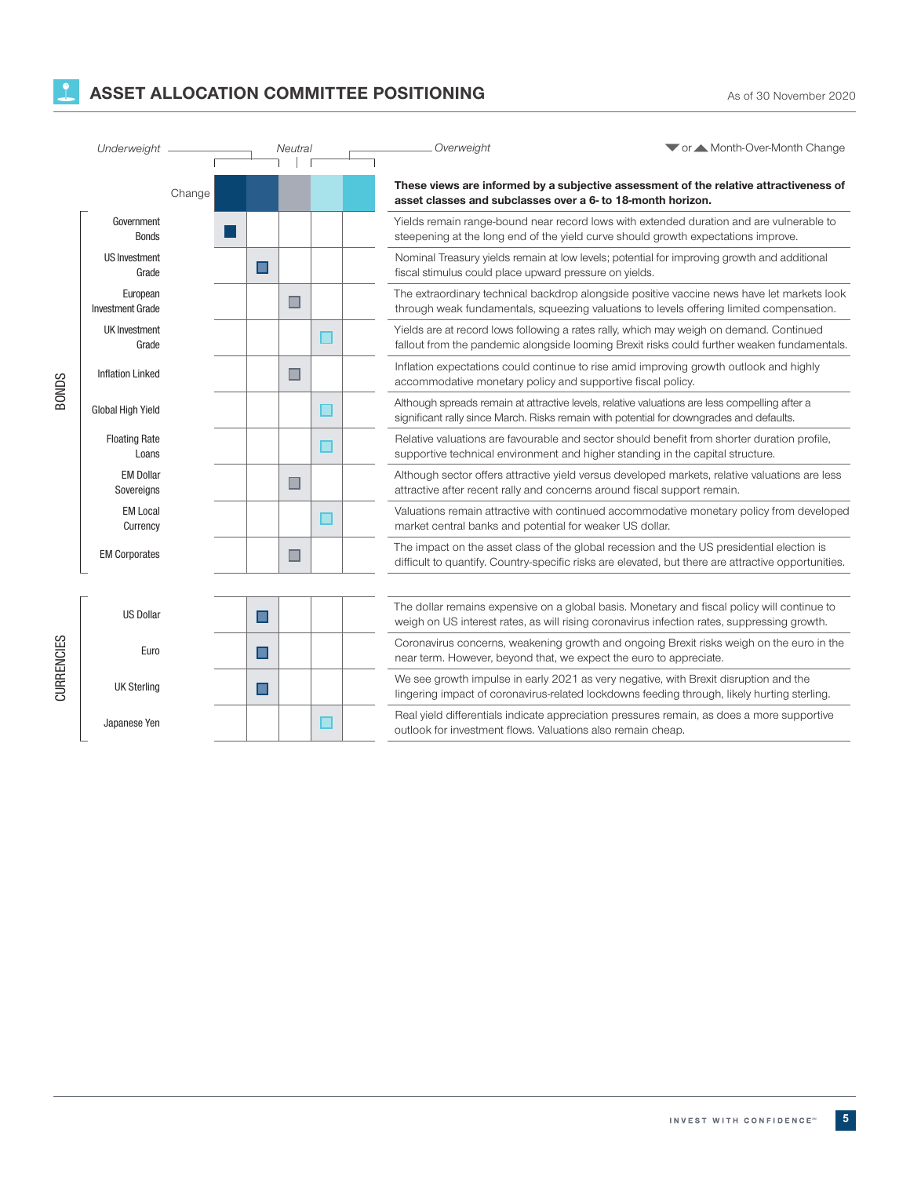## ASSET ALLOCATION COMMITTEE POSITIONING

As of 30 November 2020

*Underweight* — *Neutral* — *Overweight* ▼ or ▲ Month-Over-Month Change

| | | Change | Underweight | Moderate Underweight | Neutral | Moderate Overweight | Overweight | These views are informed by a subjective assessment of the relative attractiveness of asset classes and subclasses over a 6- to 18-month horizon. |
|---|---|---|---|---|---|---|---|---|
| BONDS | Government Bonds | | ■ | | | | | Yields remain range-bound near record lows with extended duration and are vulnerable to steepening at the long end of the yield curve should growth expectations improve. |
| | US Investment Grade | | | ■ | | | | Nominal Treasury yields remain at low levels; potential for improving growth and additional fiscal stimulus could place upward pressure on yields. |
| | European Investment Grade | | | | ■ | | | The extraordinary technical backdrop alongside positive vaccine news have let markets look through weak fundamentals, squeezing valuations to levels offering limited compensation. |
| | UK Investment Grade | | | | | ■ | | Yields are at record lows following a rates rally, which may weigh on demand. Continued fallout from the pandemic alongside looming Brexit risks could further weaken fundamentals. |
| | Inflation Linked | | | | ■ | | | Inflation expectations could continue to rise amid improving growth outlook and highly accommodative monetary policy and supportive fiscal policy. |
| | Global High Yield | | | | | ■ | | Although spreads remain at attractive levels, relative valuations are less compelling after a significant rally since March. Risks remain with potential for downgrades and defaults. |
| | Floating Rate Loans | | | | | ■ | | Relative valuations are favourable and sector should benefit from shorter duration profile, supportive technical environment and higher standing in the capital structure. |
| | EM Dollar Sovereigns | | | | ■ | | | Although sector offers attractive yield versus developed markets, relative valuations are less attractive after recent rally and concerns around fiscal support remain. |
| | EM Local Currency | | | | | ■ | | Valuations remain attractive with continued accommodative monetary policy from developed market central banks and potential for weaker US dollar. |
| | EM Corporates | | | | ■ | | | The impact on the asset class of the global recession and the US presidential election is difficult to quantify. Country-specific risks are elevated, but there are attractive opportunities. |
| CURRENCIES | US Dollar | | | ■ | | | | The dollar remains expensive on a global basis. Monetary and fiscal policy will continue to weigh on US interest rates, as will rising coronavirus infection rates, suppressing growth. |
| | Euro | | | ■ | | | | Coronavirus concerns, weakening growth and ongoing Brexit risks weigh on the euro in the near term. However, beyond that, we expect the euro to appreciate. |
| | UK Sterling | | | ■ | | | | We see growth impulse in early 2021 as very negative, with Brexit disruption and the lingering impact of coronavirus-related lockdowns feeding through, likely hurting sterling. |
| | Japanese Yen | | | | | ■ | | Real yield differentials indicate appreciation pressures remain, as does a more supportive outlook for investment flows. Valuations also remain cheap. |

INVEST WITH CONFIDENCE℠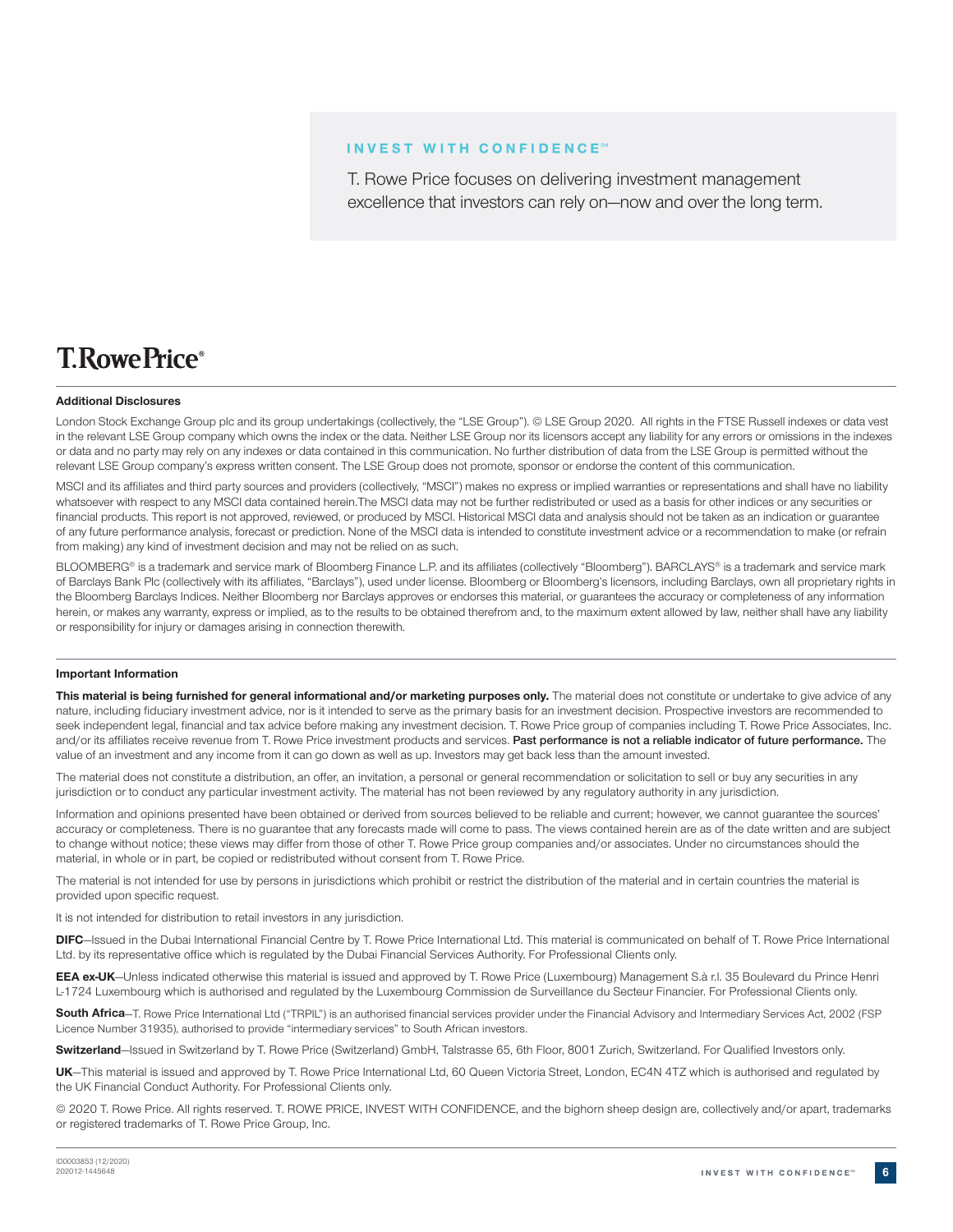**INVEST WITH CONFIDENCE℠**

T. Rowe Price focuses on delivering investment management excellence that investors can rely on—now and over the long term.

T.RowePrice®

### Additional Disclosures

London Stock Exchange Group plc and its group undertakings (collectively, the "LSE Group"). © LSE Group 2020. All rights in the FTSE Russell indexes or data vest in the relevant LSE Group company which owns the index or the data. Neither LSE Group nor its licensors accept any liability for any errors or omissions in the indexes or data and no party may rely on any indexes or data contained in this communication. No further distribution of data from the LSE Group is permitted without the relevant LSE Group company's express written consent. The LSE Group does not promote, sponsor or endorse the content of this communication.

MSCI and its affiliates and third party sources and providers (collectively, "MSCI") makes no express or implied warranties or representations and shall have no liability whatsoever with respect to any MSCI data contained herein.The MSCI data may not be further redistributed or used as a basis for other indices or any securities or financial products. This report is not approved, reviewed, or produced by MSCI. Historical MSCI data and analysis should not be taken as an indication or guarantee of any future performance analysis, forecast or prediction. None of the MSCI data is intended to constitute investment advice or a recommendation to make (or refrain from making) any kind of investment decision and may not be relied on as such.

BLOOMBERG® is a trademark and service mark of Bloomberg Finance L.P. and its affiliates (collectively "Bloomberg"). BARCLAYS® is a trademark and service mark of Barclays Bank Plc (collectively with its affiliates, "Barclays"), used under license. Bloomberg or Bloomberg's licensors, including Barclays, own all proprietary rights in the Bloomberg Barclays Indices. Neither Bloomberg nor Barclays approves or endorses this material, or guarantees the accuracy or completeness of any information herein, or makes any warranty, express or implied, as to the results to be obtained therefrom and, to the maximum extent allowed by law, neither shall have any liability or responsibility for injury or damages arising in connection therewith.

### Important Information

**This material is being furnished for general informational and/or marketing purposes only.** The material does not constitute or undertake to give advice of any nature, including fiduciary investment advice, nor is it intended to serve as the primary basis for an investment decision. Prospective investors are recommended to seek independent legal, financial and tax advice before making any investment decision. T. Rowe Price group of companies including T. Rowe Price Associates, Inc. and/or its affiliates receive revenue from T. Rowe Price investment products and services. **Past performance is not a reliable indicator of future performance.** The value of an investment and any income from it can go down as well as up. Investors may get back less than the amount invested.

The material does not constitute a distribution, an offer, an invitation, a personal or general recommendation or solicitation to sell or buy any securities in any jurisdiction or to conduct any particular investment activity. The material has not been reviewed by any regulatory authority in any jurisdiction.

Information and opinions presented have been obtained or derived from sources believed to be reliable and current; however, we cannot guarantee the sources' accuracy or completeness. There is no guarantee that any forecasts made will come to pass. The views contained herein are as of the date written and are subject to change without notice; these views may differ from those of other T. Rowe Price group companies and/or associates. Under no circumstances should the material, in whole or in part, be copied or redistributed without consent from T. Rowe Price.

The material is not intended for use by persons in jurisdictions which prohibit or restrict the distribution of the material and in certain countries the material is provided upon specific request.

It is not intended for distribution to retail investors in any jurisdiction.

**DIFC**—Issued in the Dubai International Financial Centre by T. Rowe Price International Ltd. This material is communicated on behalf of T. Rowe Price International Ltd. by its representative office which is regulated by the Dubai Financial Services Authority. For Professional Clients only.

**EEA ex-UK**—Unless indicated otherwise this material is issued and approved by T. Rowe Price (Luxembourg) Management S.à r.l. 35 Boulevard du Prince Henri L-1724 Luxembourg which is authorised and regulated by the Luxembourg Commission de Surveillance du Secteur Financier. For Professional Clients only.

**South Africa**—T. Rowe Price International Ltd ("TRPIL") is an authorised financial services provider under the Financial Advisory and Intermediary Services Act, 2002 (FSP Licence Number 31935), authorised to provide "intermediary services" to South African investors.

**Switzerland**—Issued in Switzerland by T. Rowe Price (Switzerland) GmbH, Talstrasse 65, 6th Floor, 8001 Zurich, Switzerland. For Qualified Investors only.

**UK**—This material is issued and approved by T. Rowe Price International Ltd, 60 Queen Victoria Street, London, EC4N 4TZ which is authorised and regulated by the UK Financial Conduct Authority. For Professional Clients only.

© 2020 T. Rowe Price. All rights reserved. T. ROWE PRICE, INVEST WITH CONFIDENCE, and the bighorn sheep design are, collectively and/or apart, trademarks or registered trademarks of T. Rowe Price Group, Inc.

ID0003853 (12/2020)
202012-1445648